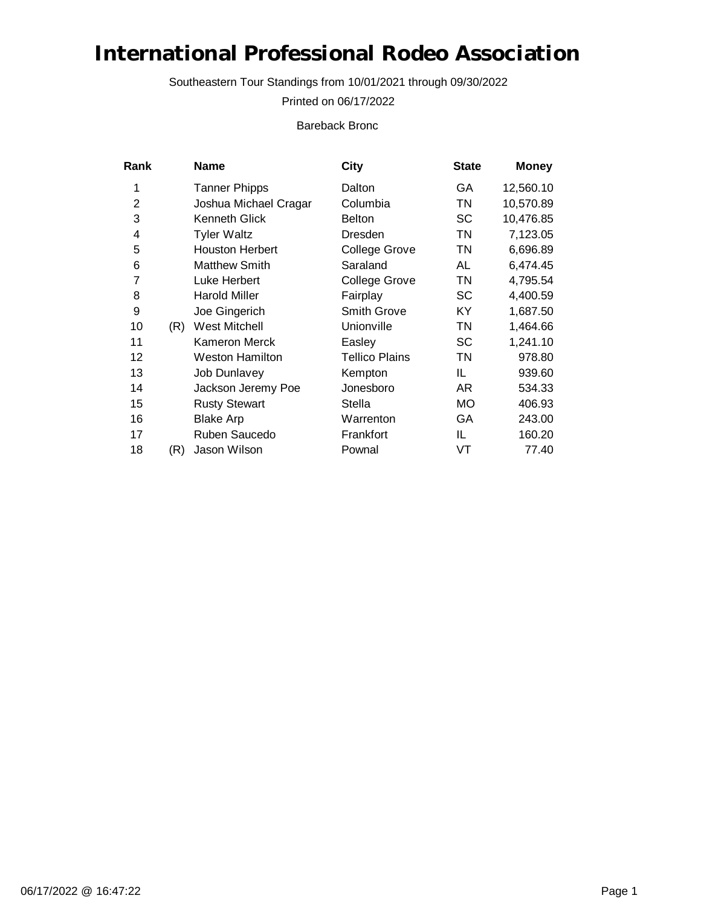# International Professional Rodeo Association

Southeastern Tour Standings from 10/01/2021 through 09/30/2022

Printed on 06/17/2022

Bareback Bronc

| Rank | | Name | City | State | Money |
|---|---|---|---|---|---|
| 1 | | Tanner Phipps | Dalton | GA | 12,560.10 |
| 2 | | Joshua Michael Cragar | Columbia | TN | 10,570.89 |
| 3 | | Kenneth Glick | Belton | SC | 10,476.85 |
| 4 | | Tyler Waltz | Dresden | TN | 7,123.05 |
| 5 | | Houston Herbert | College Grove | TN | 6,696.89 |
| 6 | | Matthew Smith | Saraland | AL | 6,474.45 |
| 7 | | Luke Herbert | College Grove | TN | 4,795.54 |
| 8 | | Harold Miller | Fairplay | SC | 4,400.59 |
| 9 | | Joe Gingerich | Smith Grove | KY | 1,687.50 |
| 10 | (R) | West Mitchell | Unionville | TN | 1,464.66 |
| 11 | | Kameron Merck | Easley | SC | 1,241.10 |
| 12 | | Weston Hamilton | Tellico Plains | TN | 978.80 |
| 13 | | Job Dunlavey | Kempton | IL | 939.60 |
| 14 | | Jackson Jeremy Poe | Jonesboro | AR | 534.33 |
| 15 | | Rusty Stewart | Stella | MO | 406.93 |
| 16 | | Blake Arp | Warrenton | GA | 243.00 |
| 17 | | Ruben Saucedo | Frankfort | IL | 160.20 |
| 18 | (R) | Jason Wilson | Pownal | VT | 77.40 |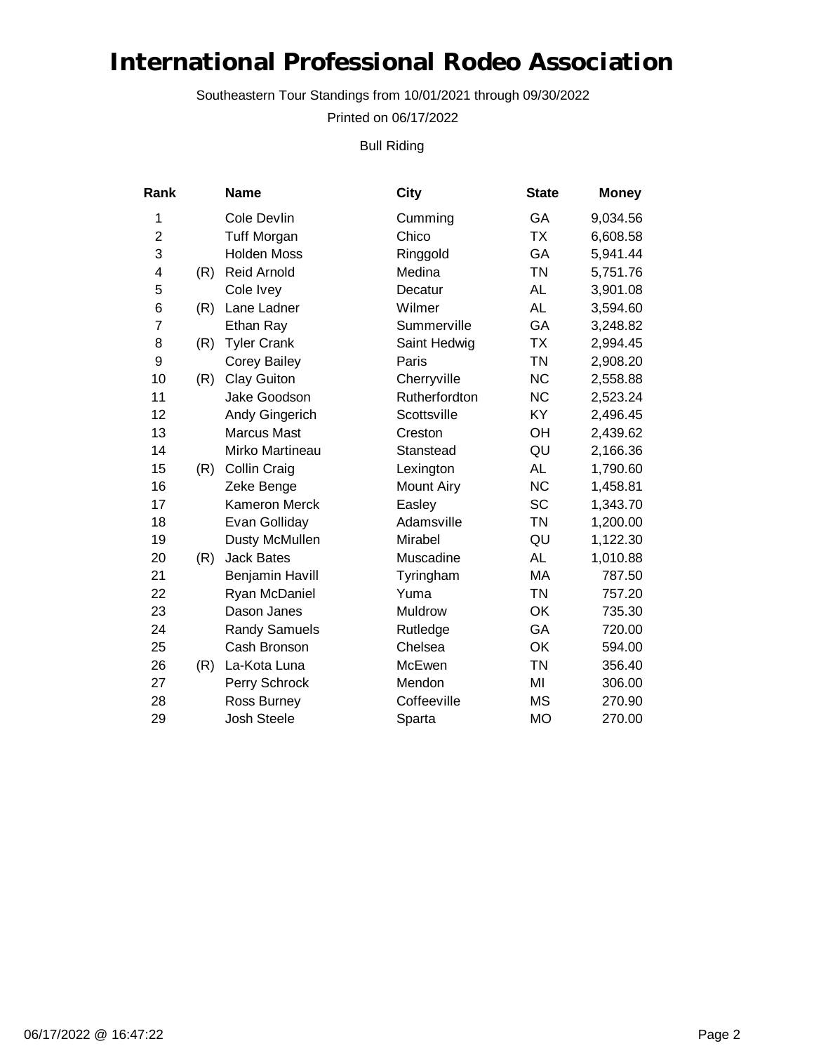# International Professional Rodeo Association

Southeastern Tour Standings from 10/01/2021 through 09/30/2022

Printed on 06/17/2022

Bull Riding

| Rank | | Name | City | State | Money |
|---|---|---|---|---|---|
| 1 | | Cole Devlin | Cumming | GA | 9,034.56 |
| 2 | | Tuff Morgan | Chico | TX | 6,608.58 |
| 3 | | Holden Moss | Ringgold | GA | 5,941.44 |
| 4 | (R) | Reid Arnold | Medina | TN | 5,751.76 |
| 5 | | Cole Ivey | Decatur | AL | 3,901.08 |
| 6 | (R) | Lane Ladner | Wilmer | AL | 3,594.60 |
| 7 | | Ethan Ray | Summerville | GA | 3,248.82 |
| 8 | (R) | Tyler Crank | Saint Hedwig | TX | 2,994.45 |
| 9 | | Corey Bailey | Paris | TN | 2,908.20 |
| 10 | (R) | Clay Guiton | Cherryville | NC | 2,558.88 |
| 11 | | Jake Goodson | Rutherfordton | NC | 2,523.24 |
| 12 | | Andy Gingerich | Scottsville | KY | 2,496.45 |
| 13 | | Marcus Mast | Creston | OH | 2,439.62 |
| 14 | | Mirko Martineau | Stanstead | QU | 2,166.36 |
| 15 | (R) | Collin Craig | Lexington | AL | 1,790.60 |
| 16 | | Zeke Benge | Mount Airy | NC | 1,458.81 |
| 17 | | Kameron Merck | Easley | SC | 1,343.70 |
| 18 | | Evan Golliday | Adamsville | TN | 1,200.00 |
| 19 | | Dusty McMullen | Mirabel | QU | 1,122.30 |
| 20 | (R) | Jack Bates | Muscadine | AL | 1,010.88 |
| 21 | | Benjamin Havill | Tyringham | MA | 787.50 |
| 22 | | Ryan McDaniel | Yuma | TN | 757.20 |
| 23 | | Dason Janes | Muldrow | OK | 735.30 |
| 24 | | Randy Samuels | Rutledge | GA | 720.00 |
| 25 | | Cash Bronson | Chelsea | OK | 594.00 |
| 26 | (R) | La-Kota Luna | McEwen | TN | 356.40 |
| 27 | | Perry Schrock | Mendon | MI | 306.00 |
| 28 | | Ross Burney | Coffeeville | MS | 270.90 |
| 29 | | Josh Steele | Sparta | MO | 270.00 |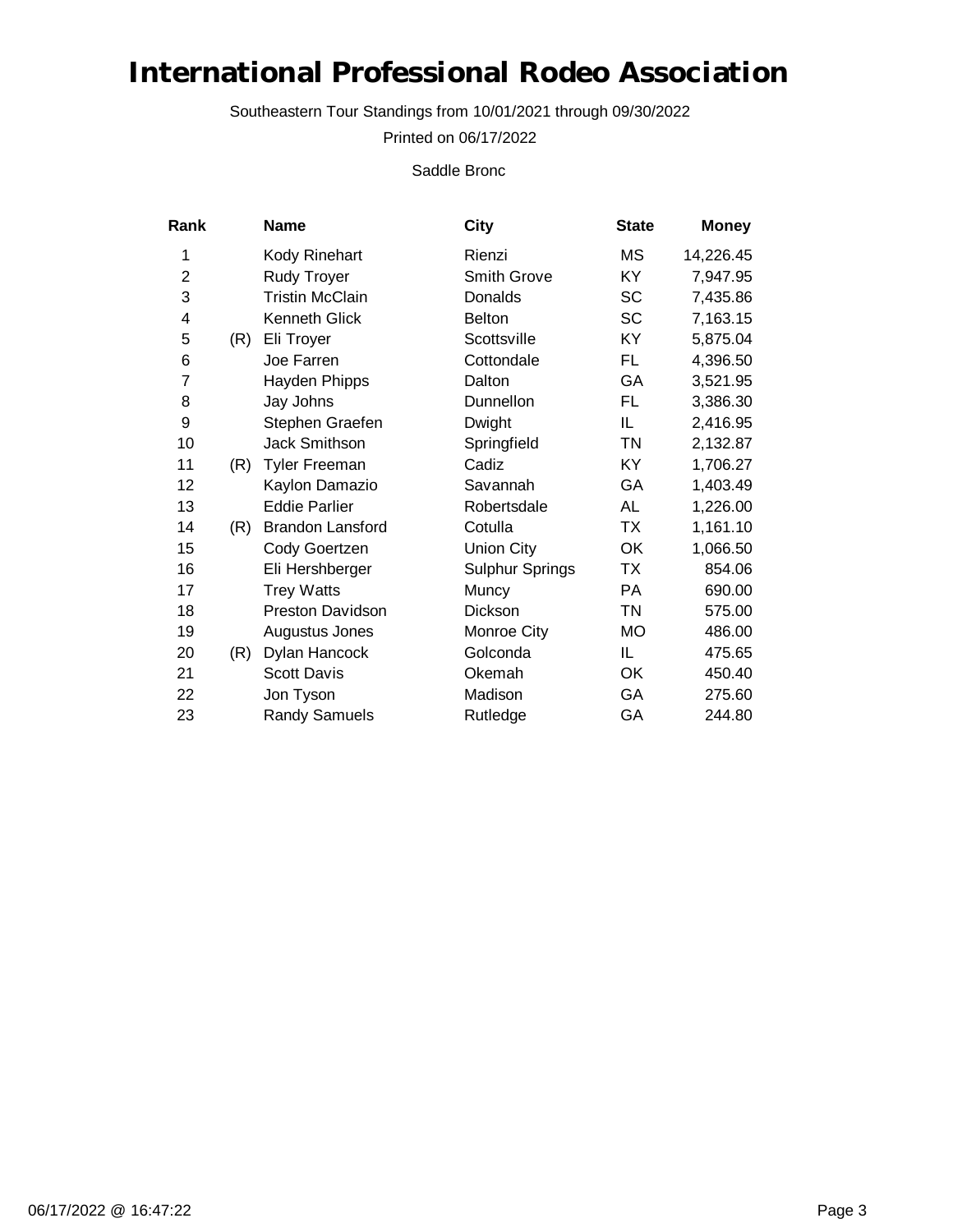# International Professional Rodeo Association

Southeastern Tour Standings from 10/01/2021 through 09/30/2022

Printed on 06/17/2022

Saddle Bronc

| Rank | | Name | City | State | Money |
|---|---|---|---|---|---|
| 1 | | Kody Rinehart | Rienzi | MS | 14,226.45 |
| 2 | | Rudy Troyer | Smith Grove | KY | 7,947.95 |
| 3 | | Tristin McClain | Donalds | SC | 7,435.86 |
| 4 | | Kenneth Glick | Belton | SC | 7,163.15 |
| 5 | (R) | Eli Troyer | Scottsville | KY | 5,875.04 |
| 6 | | Joe Farren | Cottondale | FL | 4,396.50 |
| 7 | | Hayden Phipps | Dalton | GA | 3,521.95 |
| 8 | | Jay Johns | Dunnellon | FL | 3,386.30 |
| 9 | | Stephen Graefen | Dwight | IL | 2,416.95 |
| 10 | | Jack Smithson | Springfield | TN | 2,132.87 |
| 11 | (R) | Tyler Freeman | Cadiz | KY | 1,706.27 |
| 12 | | Kaylon Damazio | Savannah | GA | 1,403.49 |
| 13 | | Eddie Parlier | Robertsdale | AL | 1,226.00 |
| 14 | (R) | Brandon Lansford | Cotulla | TX | 1,161.10 |
| 15 | | Cody Goertzen | Union City | OK | 1,066.50 |
| 16 | | Eli Hershberger | Sulphur Springs | TX | 854.06 |
| 17 | | Trey Watts | Muncy | PA | 690.00 |
| 18 | | Preston Davidson | Dickson | TN | 575.00 |
| 19 | | Augustus Jones | Monroe City | MO | 486.00 |
| 20 | (R) | Dylan Hancock | Golconda | IL | 475.65 |
| 21 | | Scott Davis | Okemah | OK | 450.40 |
| 22 | | Jon Tyson | Madison | GA | 275.60 |
| 23 | | Randy Samuels | Rutledge | GA | 244.80 |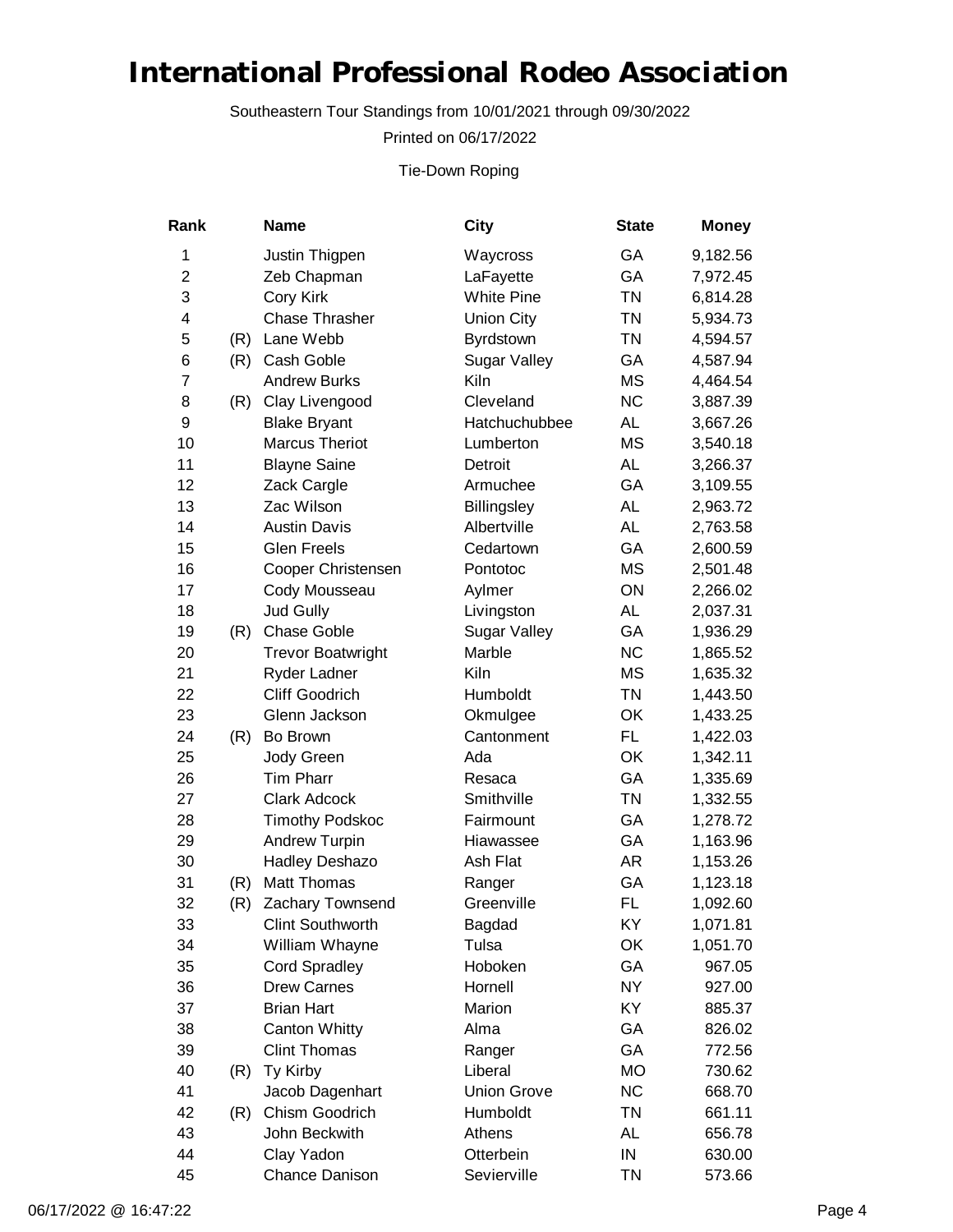# International Professional Rodeo Association

Southeastern Tour Standings from 10/01/2021 through 09/30/2022

Printed on 06/17/2022

Tie-Down Roping

| Rank | | Name | City | State | Money |
|---|---|---|---|---|---|
| 1 | | Justin Thigpen | Waycross | GA | 9,182.56 |
| 2 | | Zeb Chapman | LaFayette | GA | 7,972.45 |
| 3 | | Cory Kirk | White Pine | TN | 6,814.28 |
| 4 | | Chase Thrasher | Union City | TN | 5,934.73 |
| 5 | (R) | Lane Webb | Byrdstown | TN | 4,594.57 |
| 6 | (R) | Cash Goble | Sugar Valley | GA | 4,587.94 |
| 7 | | Andrew Burks | Kiln | MS | 4,464.54 |
| 8 | (R) | Clay Livengood | Cleveland | NC | 3,887.39 |
| 9 | | Blake Bryant | Hatchuchubbee | AL | 3,667.26 |
| 10 | | Marcus Theriot | Lumberton | MS | 3,540.18 |
| 11 | | Blayne Saine | Detroit | AL | 3,266.37 |
| 12 | | Zack Cargle | Armuchee | GA | 3,109.55 |
| 13 | | Zac Wilson | Billingsley | AL | 2,963.72 |
| 14 | | Austin Davis | Albertville | AL | 2,763.58 |
| 15 | | Glen Freels | Cedartown | GA | 2,600.59 |
| 16 | | Cooper Christensen | Pontotoc | MS | 2,501.48 |
| 17 | | Cody Mousseau | Aylmer | ON | 2,266.02 |
| 18 | | Jud Gully | Livingston | AL | 2,037.31 |
| 19 | (R) | Chase Goble | Sugar Valley | GA | 1,936.29 |
| 20 | | Trevor Boatwright | Marble | NC | 1,865.52 |
| 21 | | Ryder Ladner | Kiln | MS | 1,635.32 |
| 22 | | Cliff Goodrich | Humboldt | TN | 1,443.50 |
| 23 | | Glenn Jackson | Okmulgee | OK | 1,433.25 |
| 24 | (R) | Bo Brown | Cantonment | FL | 1,422.03 |
| 25 | | Jody Green | Ada | OK | 1,342.11 |
| 26 | | Tim Pharr | Resaca | GA | 1,335.69 |
| 27 | | Clark Adcock | Smithville | TN | 1,332.55 |
| 28 | | Timothy Podskoc | Fairmount | GA | 1,278.72 |
| 29 | | Andrew Turpin | Hiawassee | GA | 1,163.96 |
| 30 | | Hadley Deshazo | Ash Flat | AR | 1,153.26 |
| 31 | (R) | Matt Thomas | Ranger | GA | 1,123.18 |
| 32 | (R) | Zachary Townsend | Greenville | FL | 1,092.60 |
| 33 | | Clint Southworth | Bagdad | KY | 1,071.81 |
| 34 | | William Whayne | Tulsa | OK | 1,051.70 |
| 35 | | Cord Spradley | Hoboken | GA | 967.05 |
| 36 | | Drew Carnes | Hornell | NY | 927.00 |
| 37 | | Brian Hart | Marion | KY | 885.37 |
| 38 | | Canton Whitty | Alma | GA | 826.02 |
| 39 | | Clint Thomas | Ranger | GA | 772.56 |
| 40 | (R) | Ty Kirby | Liberal | MO | 730.62 |
| 41 | | Jacob Dagenhart | Union Grove | NC | 668.70 |
| 42 | (R) | Chism Goodrich | Humboldt | TN | 661.11 |
| 43 | | John Beckwith | Athens | AL | 656.78 |
| 44 | | Clay Yadon | Otterbein | IN | 630.00 |
| 45 | | Chance Danison | Sevierville | TN | 573.66 |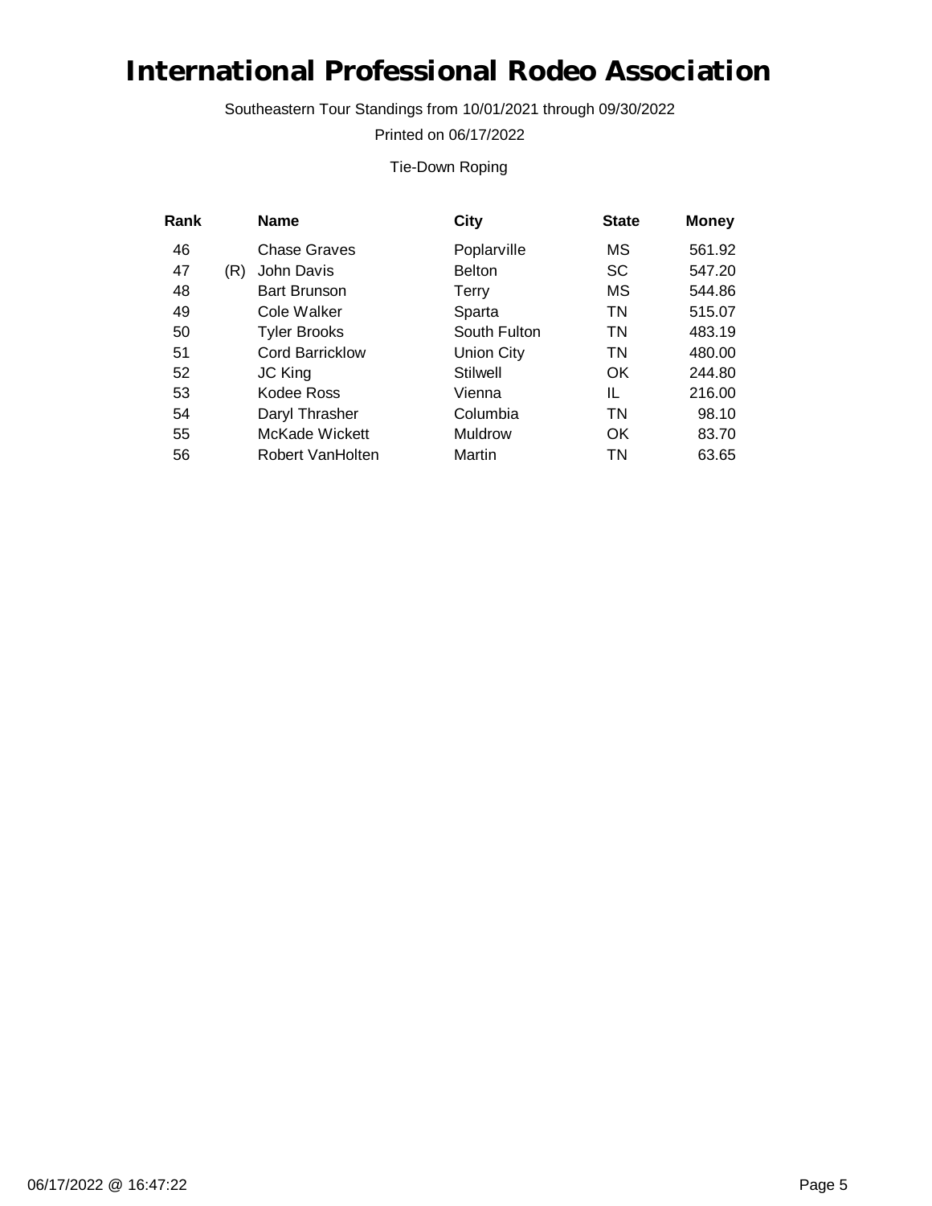# International Professional Rodeo Association

Southeastern Tour Standings from 10/01/2021 through 09/30/2022

Printed on 06/17/2022

Tie-Down Roping

| Rank | | Name | City | State | Money |
|---|---|---|---|---|---|
| 46 | | Chase Graves | Poplarville | MS | 561.92 |
| 47 | (R) | John Davis | Belton | SC | 547.20 |
| 48 | | Bart Brunson | Terry | MS | 544.86 |
| 49 | | Cole Walker | Sparta | TN | 515.07 |
| 50 | | Tyler Brooks | South Fulton | TN | 483.19 |
| 51 | | Cord Barricklow | Union City | TN | 480.00 |
| 52 | | JC King | Stilwell | OK | 244.80 |
| 53 | | Kodee Ross | Vienna | IL | 216.00 |
| 54 | | Daryl Thrasher | Columbia | TN | 98.10 |
| 55 | | McKade Wickett | Muldrow | OK | 83.70 |
| 56 | | Robert VanHolten | Martin | TN | 63.65 |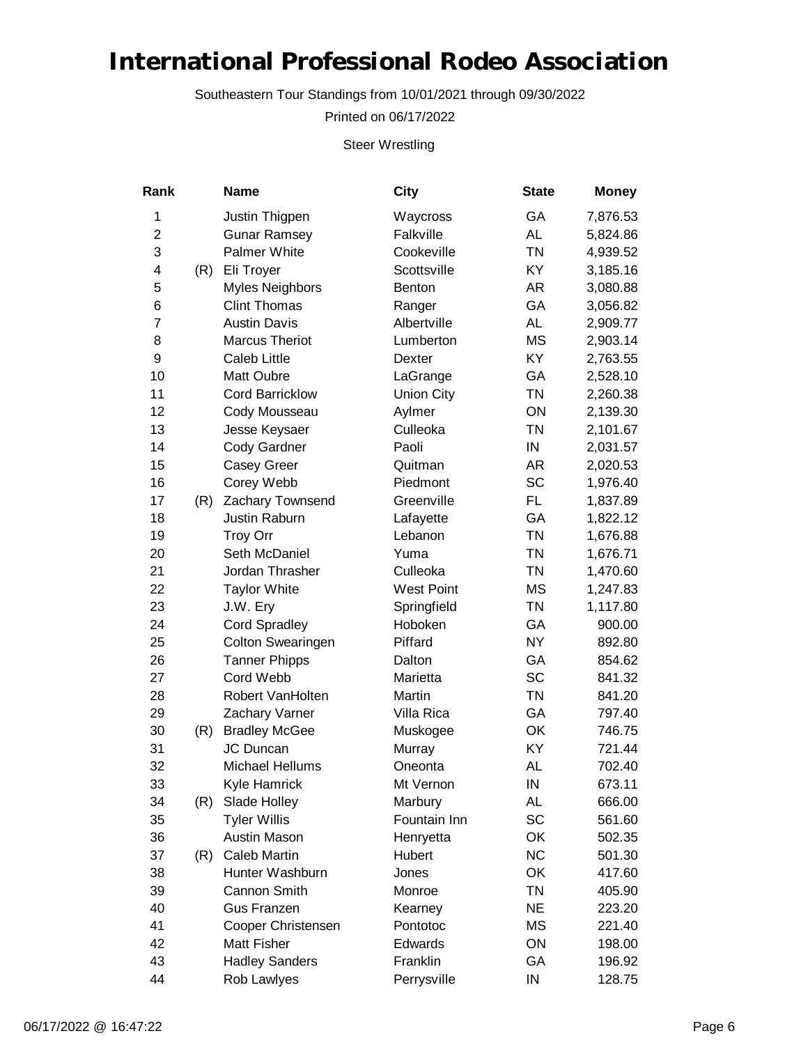# International Professional Rodeo Association

Southeastern Tour Standings from 10/01/2021 through 09/30/2022

Printed on 06/17/2022

Steer Wrestling

| Rank | | Name | City | State | Money |
|---|---|---|---|---|---|
| 1 | | Justin Thigpen | Waycross | GA | 7,876.53 |
| 2 | | Gunar Ramsey | Falkville | AL | 5,824.86 |
| 3 | | Palmer White | Cookeville | TN | 4,939.52 |
| 4 | (R) | Eli Troyer | Scottsville | KY | 3,185.16 |
| 5 | | Myles Neighbors | Benton | AR | 3,080.88 |
| 6 | | Clint Thomas | Ranger | GA | 3,056.82 |
| 7 | | Austin Davis | Albertville | AL | 2,909.77 |
| 8 | | Marcus Theriot | Lumberton | MS | 2,903.14 |
| 9 | | Caleb Little | Dexter | KY | 2,763.55 |
| 10 | | Matt Oubre | LaGrange | GA | 2,528.10 |
| 11 | | Cord Barricklow | Union City | TN | 2,260.38 |
| 12 | | Cody Mousseau | Aylmer | ON | 2,139.30 |
| 13 | | Jesse Keysaer | Culleoka | TN | 2,101.67 |
| 14 | | Cody Gardner | Paoli | IN | 2,031.57 |
| 15 | | Casey Greer | Quitman | AR | 2,020.53 |
| 16 | | Corey Webb | Piedmont | SC | 1,976.40 |
| 17 | (R) | Zachary Townsend | Greenville | FL | 1,837.89 |
| 18 | | Justin Raburn | Lafayette | GA | 1,822.12 |
| 19 | | Troy Orr | Lebanon | TN | 1,676.88 |
| 20 | | Seth McDaniel | Yuma | TN | 1,676.71 |
| 21 | | Jordan Thrasher | Culleoka | TN | 1,470.60 |
| 22 | | Taylor White | West Point | MS | 1,247.83 |
| 23 | | J.W. Ery | Springfield | TN | 1,117.80 |
| 24 | | Cord Spradley | Hoboken | GA | 900.00 |
| 25 | | Colton Swearingen | Piffard | NY | 892.80 |
| 26 | | Tanner Phipps | Dalton | GA | 854.62 |
| 27 | | Cord Webb | Marietta | SC | 841.32 |
| 28 | | Robert VanHolten | Martin | TN | 841.20 |
| 29 | | Zachary Varner | Villa Rica | GA | 797.40 |
| 30 | (R) | Bradley McGee | Muskogee | OK | 746.75 |
| 31 | | JC Duncan | Murray | KY | 721.44 |
| 32 | | Michael Hellums | Oneonta | AL | 702.40 |
| 33 | | Kyle Hamrick | Mt Vernon | IN | 673.11 |
| 34 | (R) | Slade Holley | Marbury | AL | 666.00 |
| 35 | | Tyler Willis | Fountain Inn | SC | 561.60 |
| 36 | | Austin Mason | Henryetta | OK | 502.35 |
| 37 | (R) | Caleb Martin | Hubert | NC | 501.30 |
| 38 | | Hunter Washburn | Jones | OK | 417.60 |
| 39 | | Cannon Smith | Monroe | TN | 405.90 |
| 40 | | Gus Franzen | Kearney | NE | 223.20 |
| 41 | | Cooper Christensen | Pontotoc | MS | 221.40 |
| 42 | | Matt Fisher | Edwards | ON | 198.00 |
| 43 | | Hadley Sanders | Franklin | GA | 196.92 |
| 44 | | Rob Lawlyes | Perrysville | IN | 128.75 |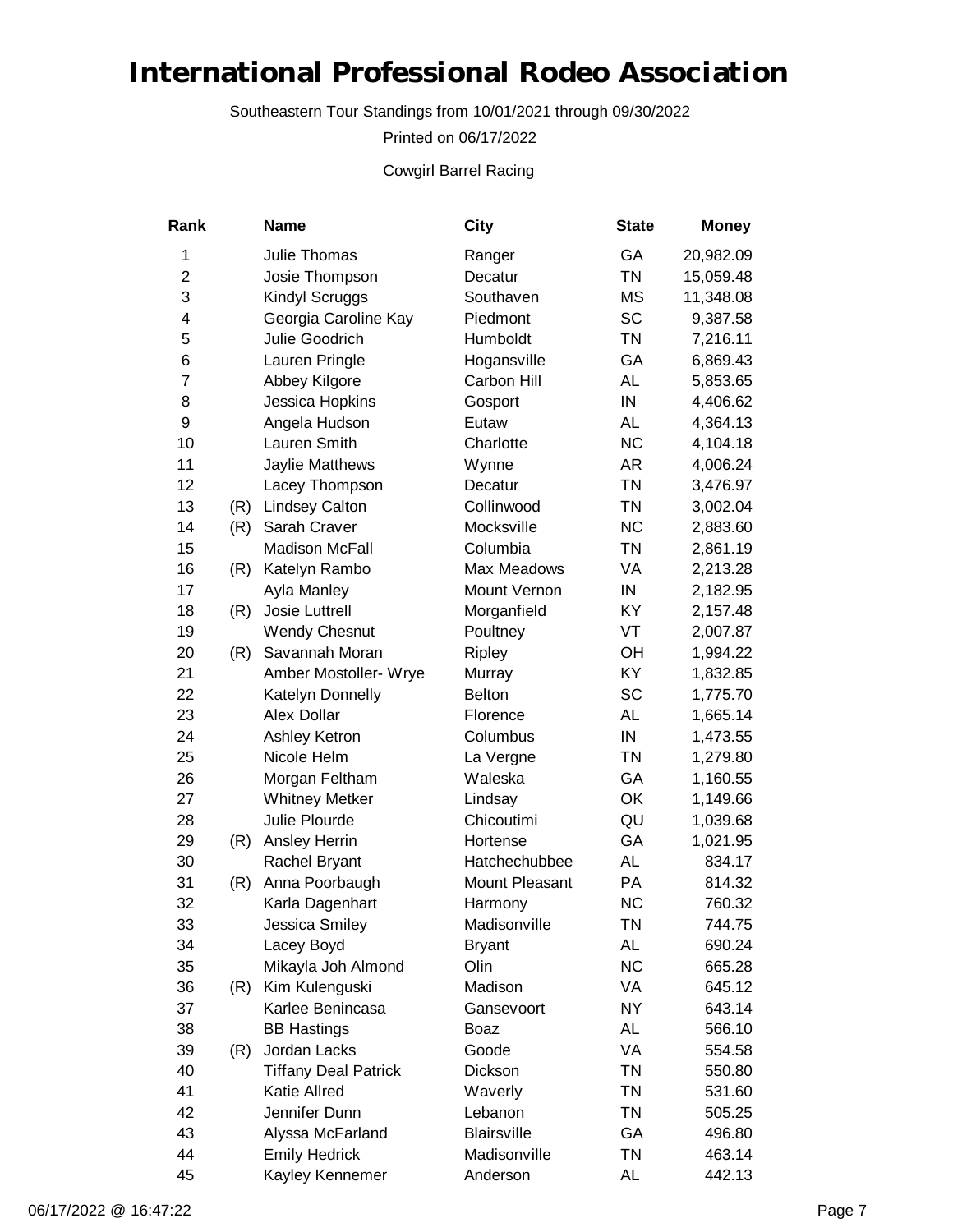# International Professional Rodeo Association

Southeastern Tour Standings from 10/01/2021 through 09/30/2022

Printed on 06/17/2022

Cowgirl Barrel Racing

| Rank | | Name | City | State | Money |
|---|---|---|---|---|---|
| 1 | | Julie Thomas | Ranger | GA | 20,982.09 |
| 2 | | Josie Thompson | Decatur | TN | 15,059.48 |
| 3 | | Kindyl Scruggs | Southaven | MS | 11,348.08 |
| 4 | | Georgia Caroline Kay | Piedmont | SC | 9,387.58 |
| 5 | | Julie Goodrich | Humboldt | TN | 7,216.11 |
| 6 | | Lauren Pringle | Hogansville | GA | 6,869.43 |
| 7 | | Abbey Kilgore | Carbon Hill | AL | 5,853.65 |
| 8 | | Jessica Hopkins | Gosport | IN | 4,406.62 |
| 9 | | Angela Hudson | Eutaw | AL | 4,364.13 |
| 10 | | Lauren Smith | Charlotte | NC | 4,104.18 |
| 11 | | Jaylie Matthews | Wynne | AR | 4,006.24 |
| 12 | | Lacey Thompson | Decatur | TN | 3,476.97 |
| 13 | (R) | Lindsey Calton | Collinwood | TN | 3,002.04 |
| 14 | (R) | Sarah Craver | Mocksville | NC | 2,883.60 |
| 15 | | Madison McFall | Columbia | TN | 2,861.19 |
| 16 | (R) | Katelyn Rambo | Max Meadows | VA | 2,213.28 |
| 17 | | Ayla Manley | Mount Vernon | IN | 2,182.95 |
| 18 | (R) | Josie Luttrell | Morganfield | KY | 2,157.48 |
| 19 | | Wendy Chesnut | Poultney | VT | 2,007.87 |
| 20 | (R) | Savannah Moran | Ripley | OH | 1,994.22 |
| 21 | | Amber Mostoller- Wrye | Murray | KY | 1,832.85 |
| 22 | | Katelyn Donnelly | Belton | SC | 1,775.70 |
| 23 | | Alex Dollar | Florence | AL | 1,665.14 |
| 24 | | Ashley Ketron | Columbus | IN | 1,473.55 |
| 25 | | Nicole Helm | La Vergne | TN | 1,279.80 |
| 26 | | Morgan Feltham | Waleska | GA | 1,160.55 |
| 27 | | Whitney Metker | Lindsay | OK | 1,149.66 |
| 28 | | Julie Plourde | Chicoutimi | QU | 1,039.68 |
| 29 | (R) | Ansley Herrin | Hortense | GA | 1,021.95 |
| 30 | | Rachel Bryant | Hatchechubbee | AL | 834.17 |
| 31 | (R) | Anna Poorbaugh | Mount Pleasant | PA | 814.32 |
| 32 | | Karla Dagenhart | Harmony | NC | 760.32 |
| 33 | | Jessica Smiley | Madisonville | TN | 744.75 |
| 34 | | Lacey Boyd | Bryant | AL | 690.24 |
| 35 | | Mikayla Joh Almond | Olin | NC | 665.28 |
| 36 | (R) | Kim Kulenguski | Madison | VA | 645.12 |
| 37 | | Karlee Benincasa | Gansevoort | NY | 643.14 |
| 38 | | BB Hastings | Boaz | AL | 566.10 |
| 39 | (R) | Jordan Lacks | Goode | VA | 554.58 |
| 40 | | Tiffany Deal Patrick | Dickson | TN | 550.80 |
| 41 | | Katie Allred | Waverly | TN | 531.60 |
| 42 | | Jennifer Dunn | Lebanon | TN | 505.25 |
| 43 | | Alyssa McFarland | Blairsville | GA | 496.80 |
| 44 | | Emily Hedrick | Madisonville | TN | 463.14 |
| 45 | | Kayley Kennemer | Anderson | AL | 442.13 |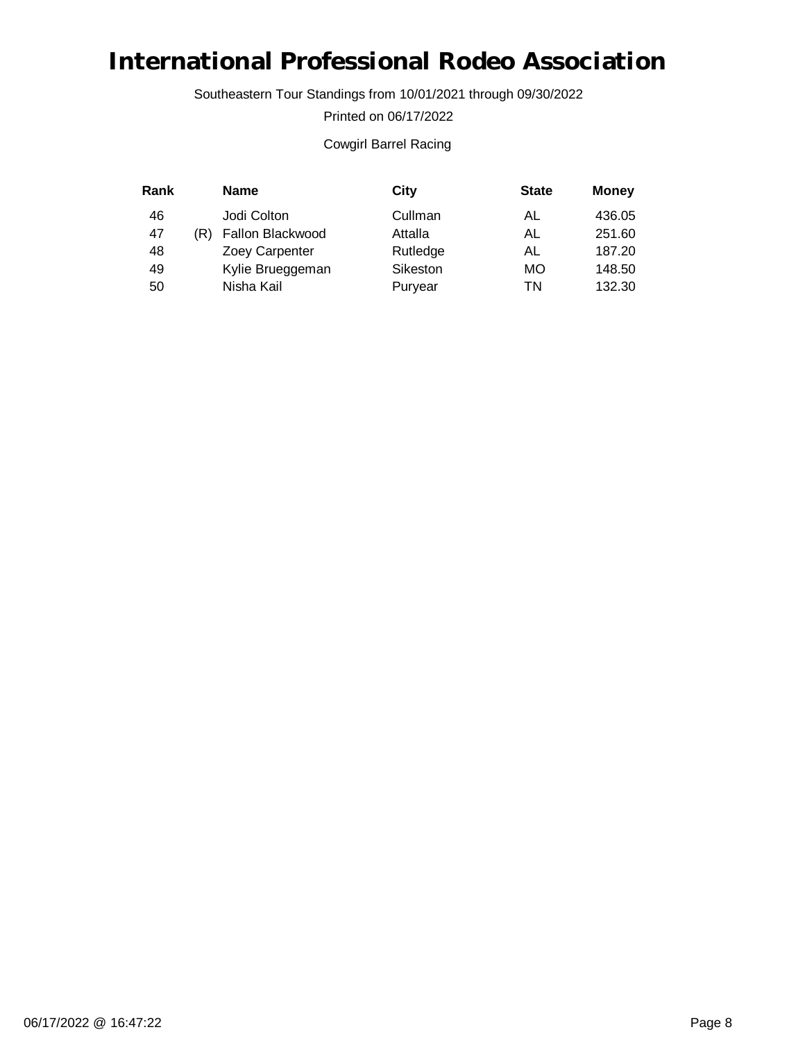# International Professional Rodeo Association

Southeastern Tour Standings from 10/01/2021 through 09/30/2022

Printed on 06/17/2022

Cowgirl Barrel Racing

| Rank | | Name | City | State | Money |
|---|---|---|---|---|---|
| 46 | | Jodi Colton | Cullman | AL | 436.05 |
| 47 | (R) | Fallon Blackwood | Attalla | AL | 251.60 |
| 48 | | Zoey Carpenter | Rutledge | AL | 187.20 |
| 49 | | Kylie Brueggeman | Sikeston | MO | 148.50 |
| 50 | | Nisha Kail | Puryear | TN | 132.30 |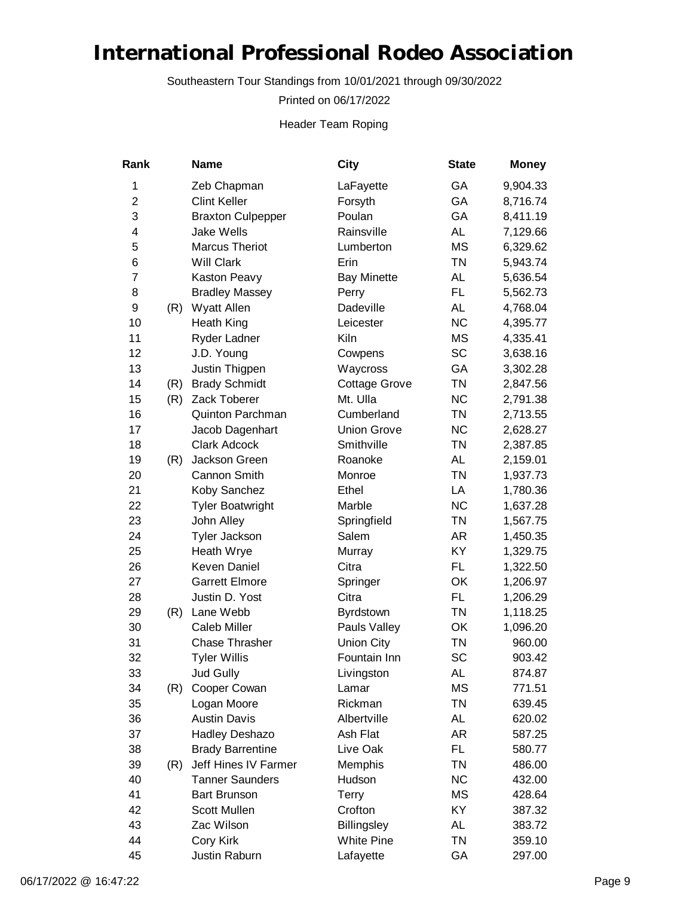# International Professional Rodeo Association

Southeastern Tour Standings from 10/01/2021 through 09/30/2022

Printed on 06/17/2022

Header Team Roping

| Rank | | Name | City | State | Money |
|---|---|---|---|---|---|
| 1 | | Zeb Chapman | LaFayette | GA | 9,904.33 |
| 2 | | Clint Keller | Forsyth | GA | 8,716.74 |
| 3 | | Braxton Culpepper | Poulan | GA | 8,411.19 |
| 4 | | Jake Wells | Rainsville | AL | 7,129.66 |
| 5 | | Marcus Theriot | Lumberton | MS | 6,329.62 |
| 6 | | Will Clark | Erin | TN | 5,943.74 |
| 7 | | Kaston Peavy | Bay Minette | AL | 5,636.54 |
| 8 | | Bradley Massey | Perry | FL | 5,562.73 |
| 9 | (R) | Wyatt Allen | Dadeville | AL | 4,768.04 |
| 10 | | Heath King | Leicester | NC | 4,395.77 |
| 11 | | Ryder Ladner | Kiln | MS | 4,335.41 |
| 12 | | J.D. Young | Cowpens | SC | 3,638.16 |
| 13 | | Justin Thigpen | Waycross | GA | 3,302.28 |
| 14 | (R) | Brady Schmidt | Cottage Grove | TN | 2,847.56 |
| 15 | (R) | Zack Toberer | Mt. Ulla | NC | 2,791.38 |
| 16 | | Quinton Parchman | Cumberland | TN | 2,713.55 |
| 17 | | Jacob Dagenhart | Union Grove | NC | 2,628.27 |
| 18 | | Clark Adcock | Smithville | TN | 2,387.85 |
| 19 | (R) | Jackson Green | Roanoke | AL | 2,159.01 |
| 20 | | Cannon Smith | Monroe | TN | 1,937.73 |
| 21 | | Koby Sanchez | Ethel | LA | 1,780.36 |
| 22 | | Tyler Boatwright | Marble | NC | 1,637.28 |
| 23 | | John Alley | Springfield | TN | 1,567.75 |
| 24 | | Tyler Jackson | Salem | AR | 1,450.35 |
| 25 | | Heath Wrye | Murray | KY | 1,329.75 |
| 26 | | Keven Daniel | Citra | FL | 1,322.50 |
| 27 | | Garrett Elmore | Springer | OK | 1,206.97 |
| 28 | | Justin D. Yost | Citra | FL | 1,206.29 |
| 29 | (R) | Lane Webb | Byrdstown | TN | 1,118.25 |
| 30 | | Caleb Miller | Pauls Valley | OK | 1,096.20 |
| 31 | | Chase Thrasher | Union City | TN | 960.00 |
| 32 | | Tyler Willis | Fountain Inn | SC | 903.42 |
| 33 | | Jud Gully | Livingston | AL | 874.87 |
| 34 | (R) | Cooper Cowan | Lamar | MS | 771.51 |
| 35 | | Logan Moore | Rickman | TN | 639.45 |
| 36 | | Austin Davis | Albertville | AL | 620.02 |
| 37 | | Hadley Deshazo | Ash Flat | AR | 587.25 |
| 38 | | Brady Barrentine | Live Oak | FL | 580.77 |
| 39 | (R) | Jeff Hines IV Farmer | Memphis | TN | 486.00 |
| 40 | | Tanner Saunders | Hudson | NC | 432.00 |
| 41 | | Bart Brunson | Terry | MS | 428.64 |
| 42 | | Scott Mullen | Crofton | KY | 387.32 |
| 43 | | Zac Wilson | Billingsley | AL | 383.72 |
| 44 | | Cory Kirk | White Pine | TN | 359.10 |
| 45 | | Justin Raburn | Lafayette | GA | 297.00 |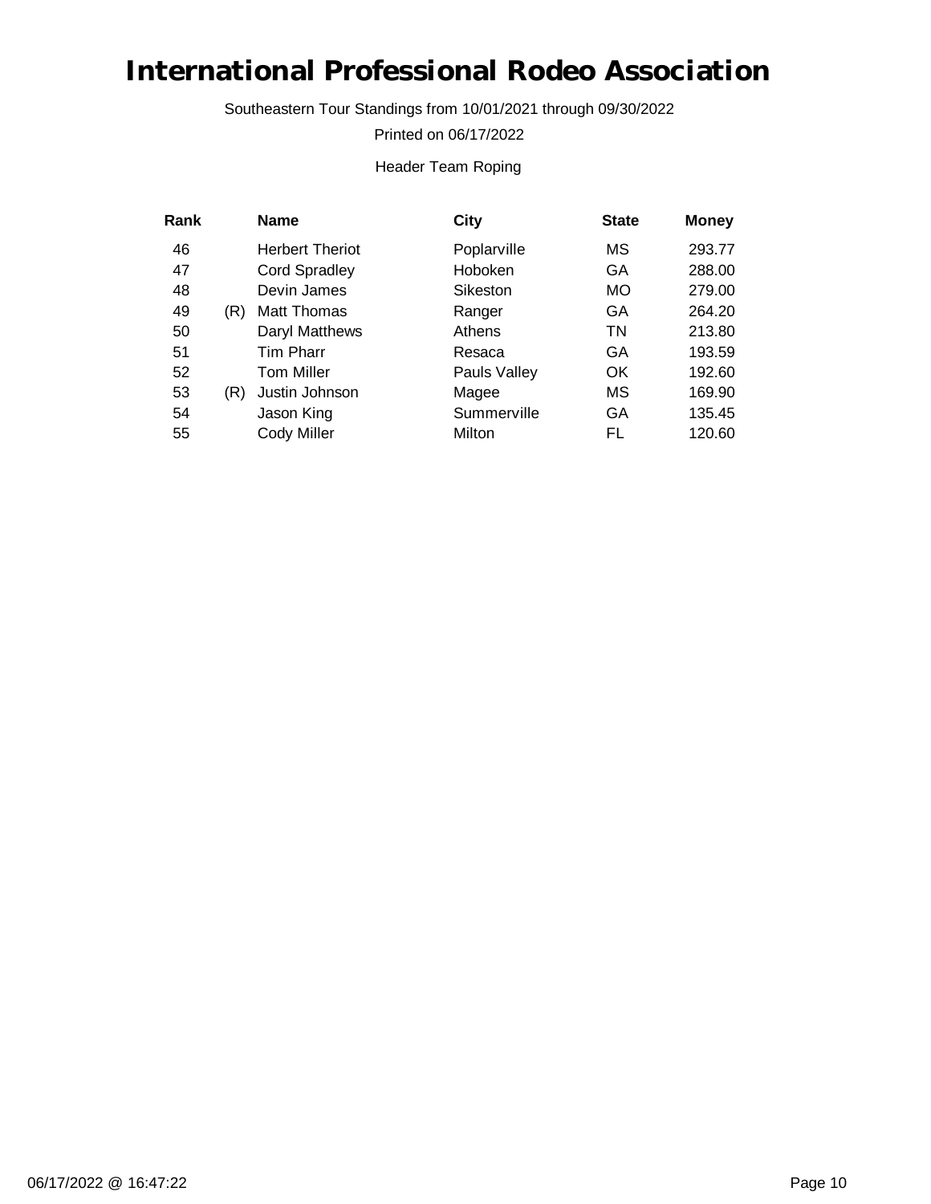# International Professional Rodeo Association

Southeastern Tour Standings from 10/01/2021 through 09/30/2022

Printed on 06/17/2022

Header Team Roping

| Rank | | Name | City | State | Money |
|---|---|---|---|---|---|
| 46 | | Herbert Theriot | Poplarville | MS | 293.77 |
| 47 | | Cord Spradley | Hoboken | GA | 288.00 |
| 48 | | Devin James | Sikeston | MO | 279.00 |
| 49 | (R) | Matt Thomas | Ranger | GA | 264.20 |
| 50 | | Daryl Matthews | Athens | TN | 213.80 |
| 51 | | Tim Pharr | Resaca | GA | 193.59 |
| 52 | | Tom Miller | Pauls Valley | OK | 192.60 |
| 53 | (R) | Justin Johnson | Magee | MS | 169.90 |
| 54 | | Jason King | Summerville | GA | 135.45 |
| 55 | | Cody Miller | Milton | FL | 120.60 |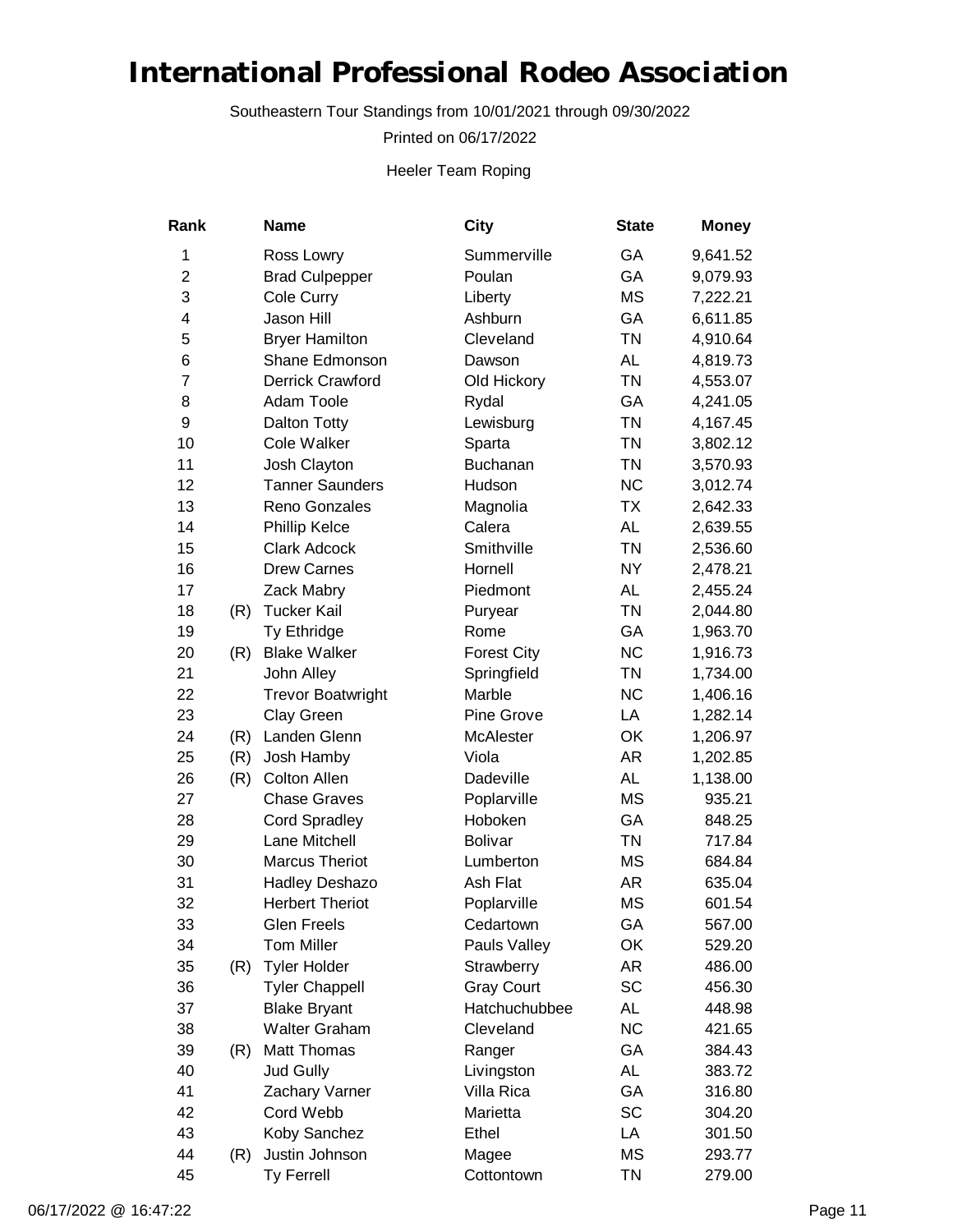# International Professional Rodeo Association

Southeastern Tour Standings from 10/01/2021 through 09/30/2022

Printed on 06/17/2022

Heeler Team Roping

| Rank | | Name | City | State | Money |
|---|---|---|---|---|---|
| 1 | | Ross Lowry | Summerville | GA | 9,641.52 |
| 2 | | Brad Culpepper | Poulan | GA | 9,079.93 |
| 3 | | Cole Curry | Liberty | MS | 7,222.21 |
| 4 | | Jason Hill | Ashburn | GA | 6,611.85 |
| 5 | | Bryer Hamilton | Cleveland | TN | 4,910.64 |
| 6 | | Shane Edmonson | Dawson | AL | 4,819.73 |
| 7 | | Derrick Crawford | Old Hickory | TN | 4,553.07 |
| 8 | | Adam Toole | Rydal | GA | 4,241.05 |
| 9 | | Dalton Totty | Lewisburg | TN | 4,167.45 |
| 10 | | Cole Walker | Sparta | TN | 3,802.12 |
| 11 | | Josh Clayton | Buchanan | TN | 3,570.93 |
| 12 | | Tanner Saunders | Hudson | NC | 3,012.74 |
| 13 | | Reno Gonzales | Magnolia | TX | 2,642.33 |
| 14 | | Phillip Kelce | Calera | AL | 2,639.55 |
| 15 | | Clark Adcock | Smithville | TN | 2,536.60 |
| 16 | | Drew Carnes | Hornell | NY | 2,478.21 |
| 17 | | Zack Mabry | Piedmont | AL | 2,455.24 |
| 18 | (R) | Tucker Kail | Puryear | TN | 2,044.80 |
| 19 | | Ty Ethridge | Rome | GA | 1,963.70 |
| 20 | (R) | Blake Walker | Forest City | NC | 1,916.73 |
| 21 | | John Alley | Springfield | TN | 1,734.00 |
| 22 | | Trevor Boatwright | Marble | NC | 1,406.16 |
| 23 | | Clay Green | Pine Grove | LA | 1,282.14 |
| 24 | (R) | Landen Glenn | McAlester | OK | 1,206.97 |
| 25 | (R) | Josh Hamby | Viola | AR | 1,202.85 |
| 26 | (R) | Colton Allen | Dadeville | AL | 1,138.00 |
| 27 | | Chase Graves | Poplarville | MS | 935.21 |
| 28 | | Cord Spradley | Hoboken | GA | 848.25 |
| 29 | | Lane Mitchell | Bolivar | TN | 717.84 |
| 30 | | Marcus Theriot | Lumberton | MS | 684.84 |
| 31 | | Hadley Deshazo | Ash Flat | AR | 635.04 |
| 32 | | Herbert Theriot | Poplarville | MS | 601.54 |
| 33 | | Glen Freels | Cedartown | GA | 567.00 |
| 34 | | Tom Miller | Pauls Valley | OK | 529.20 |
| 35 | (R) | Tyler Holder | Strawberry | AR | 486.00 |
| 36 | | Tyler Chappell | Gray Court | SC | 456.30 |
| 37 | | Blake Bryant | Hatchuchubbee | AL | 448.98 |
| 38 | | Walter Graham | Cleveland | NC | 421.65 |
| 39 | (R) | Matt Thomas | Ranger | GA | 384.43 |
| 40 | | Jud Gully | Livingston | AL | 383.72 |
| 41 | | Zachary Varner | Villa Rica | GA | 316.80 |
| 42 | | Cord Webb | Marietta | SC | 304.20 |
| 43 | | Koby Sanchez | Ethel | LA | 301.50 |
| 44 | (R) | Justin Johnson | Magee | MS | 293.77 |
| 45 | | Ty Ferrell | Cottontown | TN | 279.00 |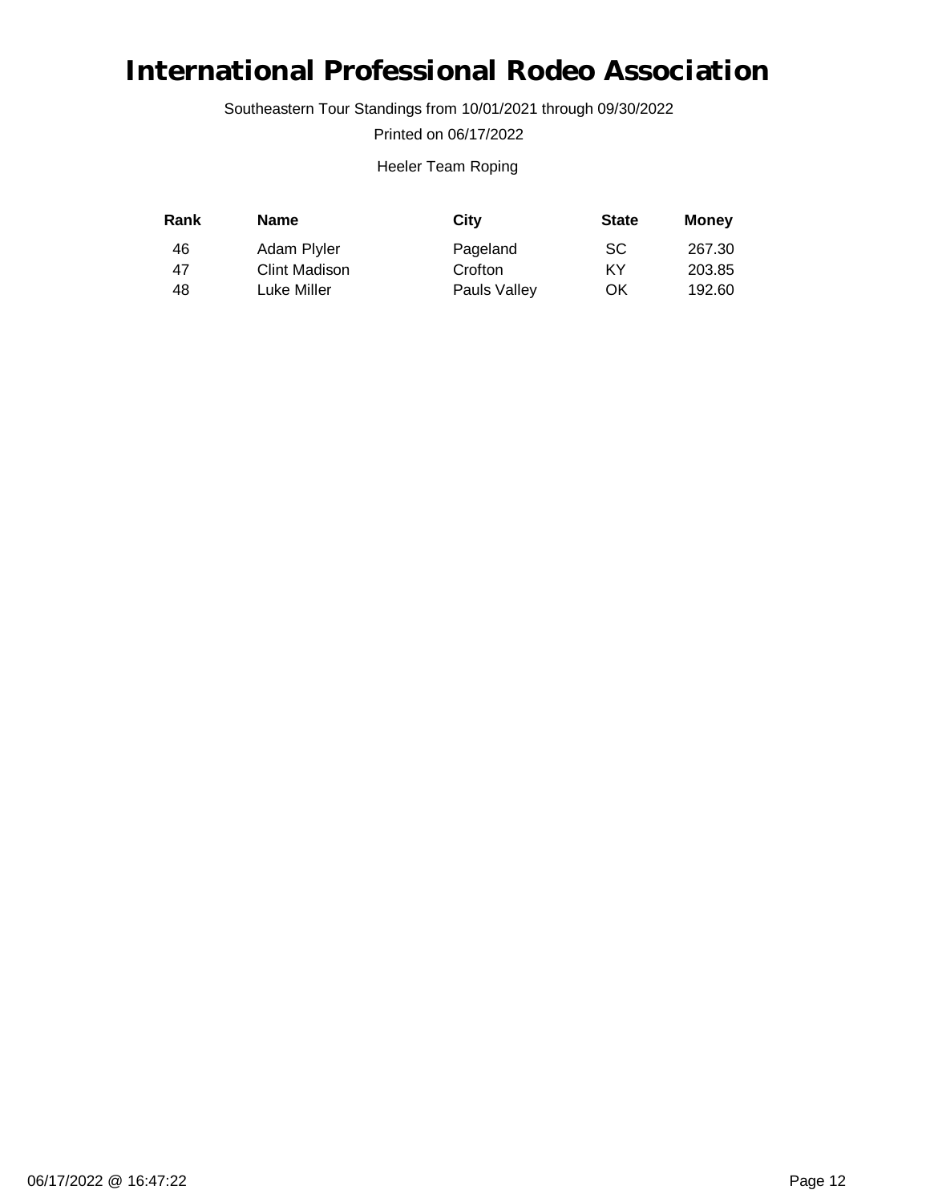# International Professional Rodeo Association

Southeastern Tour Standings from 10/01/2021 through 09/30/2022

Printed on 06/17/2022

Heeler Team Roping

| Rank | Name | City | State | Money |
|---|---|---|---|---|
| 46 | Adam Plyler | Pageland | SC | 267.30 |
| 47 | Clint Madison | Crofton | KY | 203.85 |
| 48 | Luke Miller | Pauls Valley | OK | 192.60 |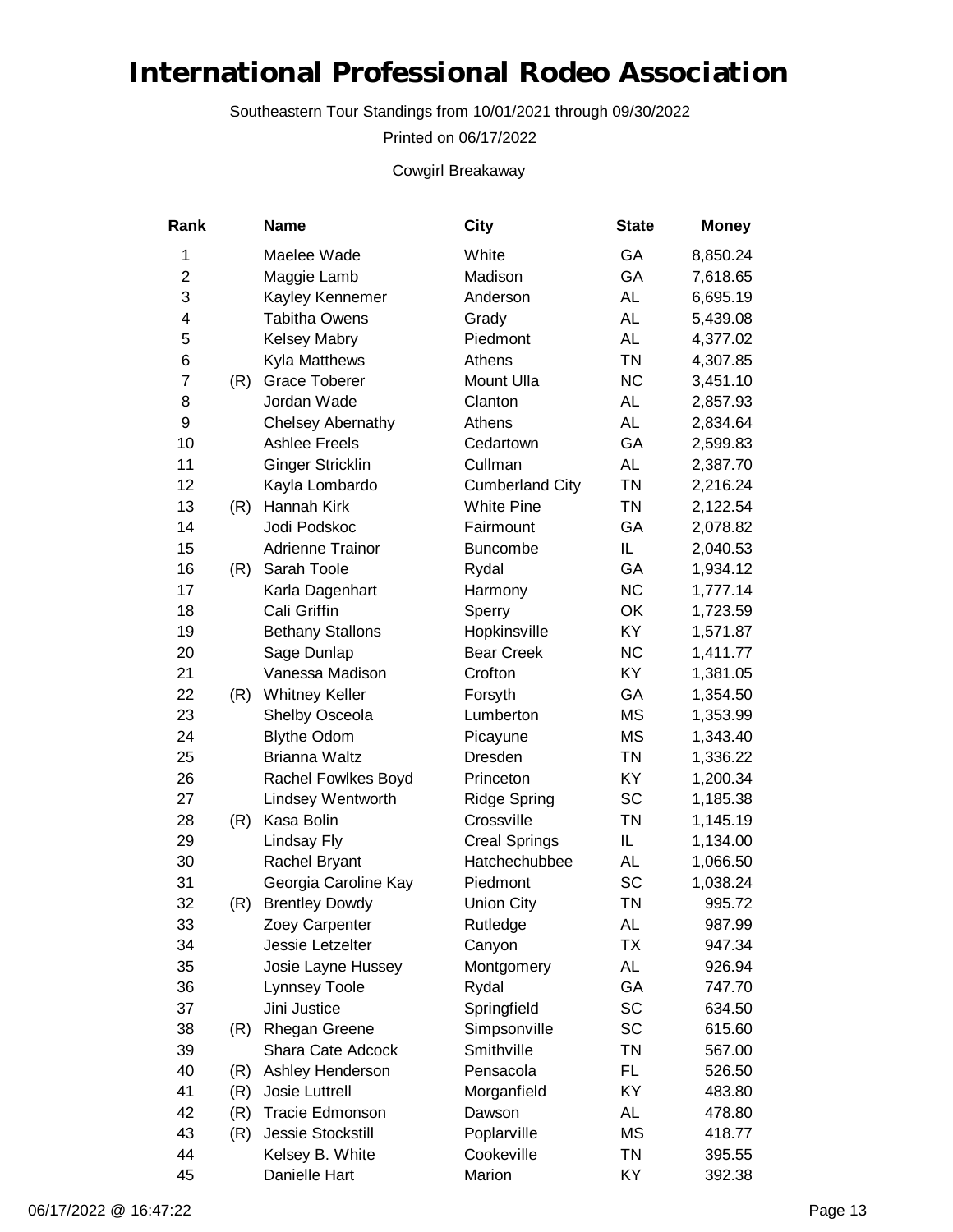# International Professional Rodeo Association

Southeastern Tour Standings from 10/01/2021 through 09/30/2022

Printed on 06/17/2022

Cowgirl Breakaway

| Rank | | Name | City | State | Money |
|---|---|---|---|---|---|
| 1 | | Maelee Wade | White | GA | 8,850.24 |
| 2 | | Maggie Lamb | Madison | GA | 7,618.65 |
| 3 | | Kayley Kennemer | Anderson | AL | 6,695.19 |
| 4 | | Tabitha Owens | Grady | AL | 5,439.08 |
| 5 | | Kelsey Mabry | Piedmont | AL | 4,377.02 |
| 6 | | Kyla Matthews | Athens | TN | 4,307.85 |
| 7 | (R) | Grace Toberer | Mount Ulla | NC | 3,451.10 |
| 8 | | Jordan Wade | Clanton | AL | 2,857.93 |
| 9 | | Chelsey Abernathy | Athens | AL | 2,834.64 |
| 10 | | Ashlee Freels | Cedartown | GA | 2,599.83 |
| 11 | | Ginger Stricklin | Cullman | AL | 2,387.70 |
| 12 | | Kayla Lombardo | Cumberland City | TN | 2,216.24 |
| 13 | (R) | Hannah Kirk | White Pine | TN | 2,122.54 |
| 14 | | Jodi Podskoc | Fairmount | GA | 2,078.82 |
| 15 | | Adrienne Trainor | Buncombe | IL | 2,040.53 |
| 16 | (R) | Sarah Toole | Rydal | GA | 1,934.12 |
| 17 | | Karla Dagenhart | Harmony | NC | 1,777.14 |
| 18 | | Cali Griffin | Sperry | OK | 1,723.59 |
| 19 | | Bethany Stallons | Hopkinsville | KY | 1,571.87 |
| 20 | | Sage Dunlap | Bear Creek | NC | 1,411.77 |
| 21 | | Vanessa Madison | Crofton | KY | 1,381.05 |
| 22 | (R) | Whitney Keller | Forsyth | GA | 1,354.50 |
| 23 | | Shelby Osceola | Lumberton | MS | 1,353.99 |
| 24 | | Blythe Odom | Picayune | MS | 1,343.40 |
| 25 | | Brianna Waltz | Dresden | TN | 1,336.22 |
| 26 | | Rachel Fowlkes Boyd | Princeton | KY | 1,200.34 |
| 27 | | Lindsey Wentworth | Ridge Spring | SC | 1,185.38 |
| 28 | (R) | Kasa Bolin | Crossville | TN | 1,145.19 |
| 29 | | Lindsay Fly | Creal Springs | IL | 1,134.00 |
| 30 | | Rachel Bryant | Hatchechubbee | AL | 1,066.50 |
| 31 | | Georgia Caroline Kay | Piedmont | SC | 1,038.24 |
| 32 | (R) | Brentley Dowdy | Union City | TN | 995.72 |
| 33 | | Zoey Carpenter | Rutledge | AL | 987.99 |
| 34 | | Jessie Letzelter | Canyon | TX | 947.34 |
| 35 | | Josie Layne Hussey | Montgomery | AL | 926.94 |
| 36 | | Lynnsey Toole | Rydal | GA | 747.70 |
| 37 | | Jini Justice | Springfield | SC | 634.50 |
| 38 | (R) | Rhegan Greene | Simpsonville | SC | 615.60 |
| 39 | | Shara Cate Adcock | Smithville | TN | 567.00 |
| 40 | (R) | Ashley Henderson | Pensacola | FL | 526.50 |
| 41 | (R) | Josie Luttrell | Morganfield | KY | 483.80 |
| 42 | (R) | Tracie Edmonson | Dawson | AL | 478.80 |
| 43 | (R) | Jessie Stockstill | Poplarville | MS | 418.77 |
| 44 | | Kelsey B. White | Cookeville | TN | 395.55 |
| 45 | | Danielle Hart | Marion | KY | 392.38 |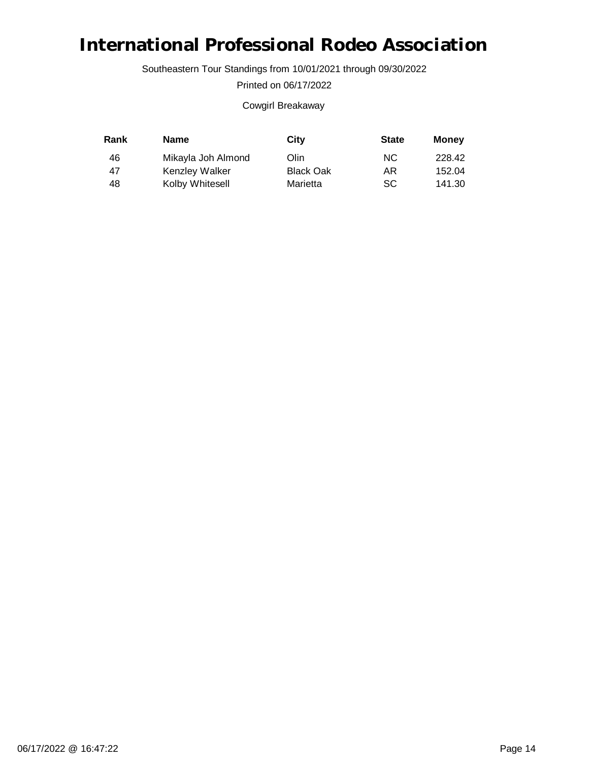# International Professional Rodeo Association

Southeastern Tour Standings from 10/01/2021 through 09/30/2022

Printed on 06/17/2022

Cowgirl Breakaway

| Rank | Name | City | State | Money |
|---|---|---|---|---|
| 46 | Mikayla Joh Almond | Olin | NC | 228.42 |
| 47 | Kenzley Walker | Black Oak | AR | 152.04 |
| 48 | Kolby Whitesell | Marietta | SC | 141.30 |